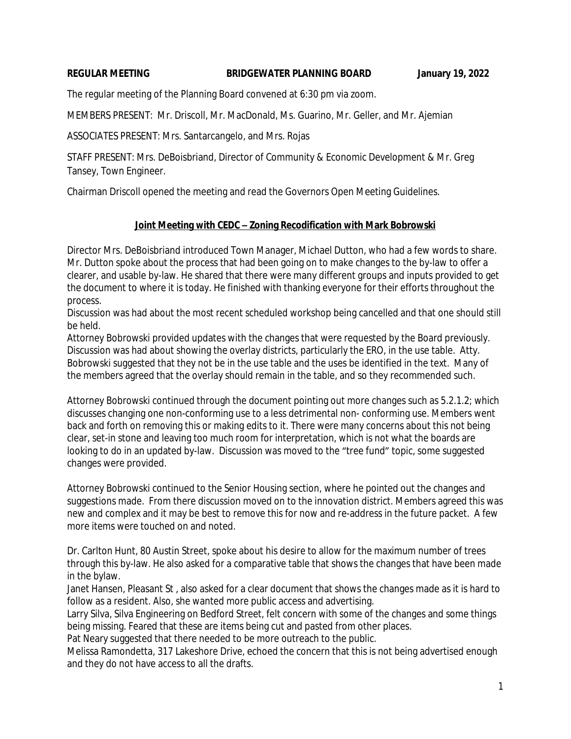**REGULAR MEETING BRIDGEWATER PLANNING BOARD January 19, 2022**

The regular meeting of the Planning Board convened at 6:30 pm via zoom.

MEMBERS PRESENT: Mr. Driscoll, Mr. MacDonald, Ms. Guarino, Mr. Geller, and Mr. Ajemian

ASSOCIATES PRESENT: Mrs. Santarcangelo, and Mrs. Rojas

STAFF PRESENT: Mrs. DeBoisbriand, Director of Community & Economic Development & Mr. Greg Tansey, Town Engineer.

Chairman Driscoll opened the meeting and read the Governors Open Meeting Guidelines.

**<u>Joint Meeting with CEDC – Zoning Recodification with Mark Bobrowski</u>**

Director Mrs. DeBoisbriand introduced Town Manager, Michael Dutton, who had a few words to share. Mr. Dutton spoke about the process that had been going on to make changes to the by-law to offer a clearer, and usable by-law. He shared that there were many different groups and inputs provided to get the document to where it is today. He finished with thanking everyone for their efforts throughout the process.

Discussion was had about the most recent scheduled workshop being cancelled and that one should still be held.

Attorney Bobrowski provided updates with the changes that were requested by the Board previously. Discussion was had about showing the overlay districts, particularly the ERO, in the use table. Atty. Bobrowski suggested that they not be in the use table and the uses be identified in the text. Many of the members agreed that the overlay should remain in the table, and so they recommended such.

Attorney Bobrowski continued through the document pointing out more changes such as 5.2.1.2; which discusses changing one non-conforming use to a less detrimental non- conforming use. Members went back and forth on removing this or making edits to it. There were many concerns about this not being clear, set-in stone and leaving too much room for interpretation, which is not what the boards are looking to do in an updated by-law. Discussion was moved to the "tree fund" topic, some suggested changes were provided.

Attorney Bobrowski continued to the Senior Housing section, where he pointed out the changes and suggestions made. From there discussion moved on to the innovation district. Members agreed this was new and complex and it may be best to remove this for now and re-address in the future packet. A few more items were touched on and noted.

Dr. Carlton Hunt, 80 Austin Street, spoke about his desire to allow for the maximum number of trees through this by-law. He also asked for a comparative table that shows the changes that have been made in the bylaw.

Janet Hansen, Pleasant St , also asked for a clear document that shows the changes made as it is hard to follow as a resident. Also, she wanted more public access and advertising.

Larry Silva, Silva Engineering on Bedford Street, felt concern with some of the changes and some things being missing. Feared that these are items being cut and pasted from other places.

Pat Neary suggested that there needed to be more outreach to the public.

Melissa Ramondetta, 317 Lakeshore Drive, echoed the concern that this is not being advertised enough and they do not have access to all the drafts.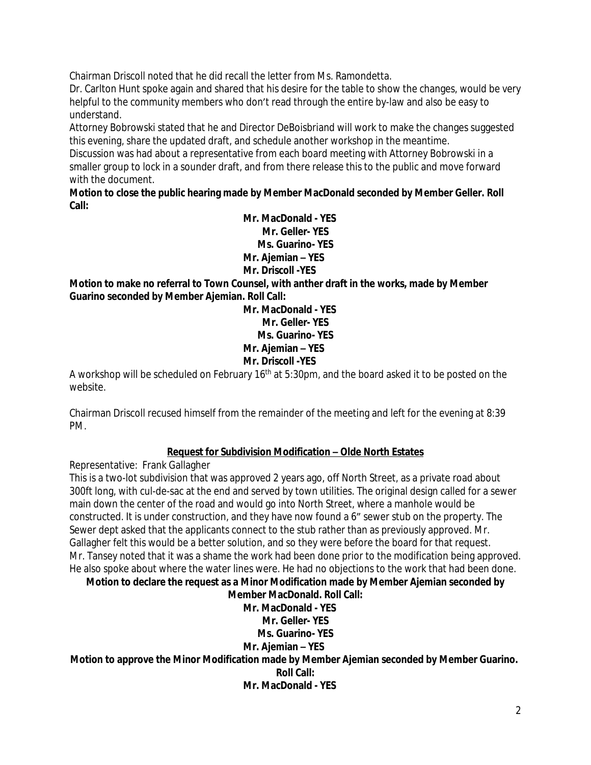Chairman Driscoll noted that he did recall the letter from Ms. Ramondetta.

Dr. Carlton Hunt spoke again and shared that his desire for the table to show the changes, would be very helpful to the community members who don't read through the entire by-law and also be easy to understand.

Attorney Bobrowski stated that he and Director DeBoisbriand will work to make the changes suggested this evening, share the updated draft, and schedule another workshop in the meantime.

Discussion was had about a representative from each board meeting with Attorney Bobrowski in a smaller group to lock in a sounder draft, and from there release this to the public and move forward with the document.

**Motion to close the public hearing made by Member MacDonald seconded by Member Geller. Roll Call:**

**Mr. MacDonald - YES**
**Mr. Geller- YES**
**Ms. Guarino- YES**
**Mr. Ajemian – YES**
**Mr. Driscoll -YES**

**Motion to make no referral to Town Counsel, with anther draft in the works, made by Member Guarino seconded by Member Ajemian. Roll Call:**

**Mr. MacDonald - YES**
**Mr. Geller- YES**
**Ms. Guarino- YES**
**Mr. Ajemian – YES**
**Mr. Driscoll -YES**

A workshop will be scheduled on February 16th at 5:30pm, and the board asked it to be posted on the website.

Chairman Driscoll recused himself from the remainder of the meeting and left for the evening at 8:39 PM.

**Request for Subdivision Modification – Olde North Estates**

Representative: Frank Gallagher

This is a two-lot subdivision that was approved 2 years ago, off North Street, as a private road about 300ft long, with cul-de-sac at the end and served by town utilities. The original design called for a sewer main down the center of the road and would go into North Street, where a manhole would be constructed. It is under construction, and they have now found a 6" sewer stub on the property. The Sewer dept asked that the applicants connect to the stub rather than as previously approved. Mr. Gallagher felt this would be a better solution, and so they were before the board for that request.

Mr. Tansey noted that it was a shame the work had been done prior to the modification being approved. He also spoke about where the water lines were. He had no objections to the work that had been done.

**Motion to declare the request as a Minor Modification made by Member Ajemian seconded by Member MacDonald. Roll Call:**

**Mr. MacDonald - YES**
**Mr. Geller- YES**
**Ms. Guarino- YES**
**Mr. Ajemian – YES**

**Motion to approve the Minor Modification made by Member Ajemian seconded by Member Guarino. Roll Call:**

**Mr. MacDonald - YES**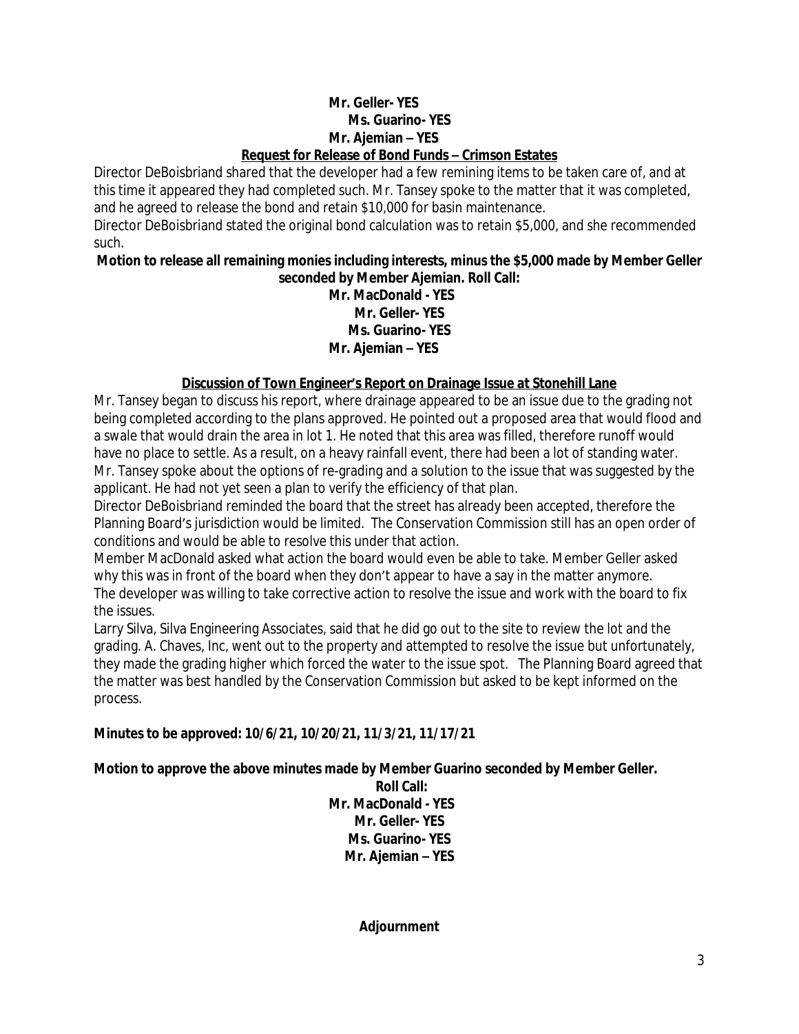**Mr. Geller- YES**
**Ms. Guarino- YES**
**Mr. Ajemian – YES**

**Request for Release of Bond Funds – Crimson Estates**

Director DeBoisbriand shared that the developer had a few remining items to be taken care of, and at this time it appeared they had completed such. Mr. Tansey spoke to the matter that it was completed, and he agreed to release the bond and retain $10,000 for basin maintenance.

Director DeBoisbriand stated the original bond calculation was to retain $5,000, and she recommended such.

**Motion to release all remaining monies including interests, minus the $5,000 made by Member Geller seconded by Member Ajemian. Roll Call:**

**Mr. MacDonald - YES**
**Mr. Geller- YES**
**Ms. Guarino- YES**
**Mr. Ajemian – YES**

**Discussion of Town Engineer's Report on Drainage Issue at Stonehill Lane**

Mr. Tansey began to discuss his report, where drainage appeared to be an issue due to the grading not being completed according to the plans approved. He pointed out a proposed area that would flood and a swale that would drain the area in lot 1. He noted that this area was filled, therefore runoff would have no place to settle. As a result, on a heavy rainfall event, there had been a lot of standing water. Mr. Tansey spoke about the options of re-grading and a solution to the issue that was suggested by the applicant. He had not yet seen a plan to verify the efficiency of that plan.

Director DeBoisbriand reminded the board that the street has already been accepted, therefore the Planning Board's jurisdiction would be limited. The Conservation Commission still has an open order of conditions and would be able to resolve this under that action.

Member MacDonald asked what action the board would even be able to take. Member Geller asked why this was in front of the board when they don't appear to have a say in the matter anymore.

The developer was willing to take corrective action to resolve the issue and work with the board to fix the issues.

Larry Silva, Silva Engineering Associates, said that he did go out to the site to review the lot and the grading. A. Chaves, Inc, went out to the property and attempted to resolve the issue but unfortunately, they made the grading higher which forced the water to the issue spot. The Planning Board agreed that the matter was best handled by the Conservation Commission but asked to be kept informed on the process.

**Minutes to be approved: 10/6/21, 10/20/21, 11/3/21, 11/17/21**

**Motion to approve the above minutes made by Member Guarino seconded by Member Geller.**

**Roll Call:**
**Mr. MacDonald - YES**
**Mr. Geller- YES**
**Ms. Guarino- YES**
**Mr. Ajemian – YES**

**Adjournment**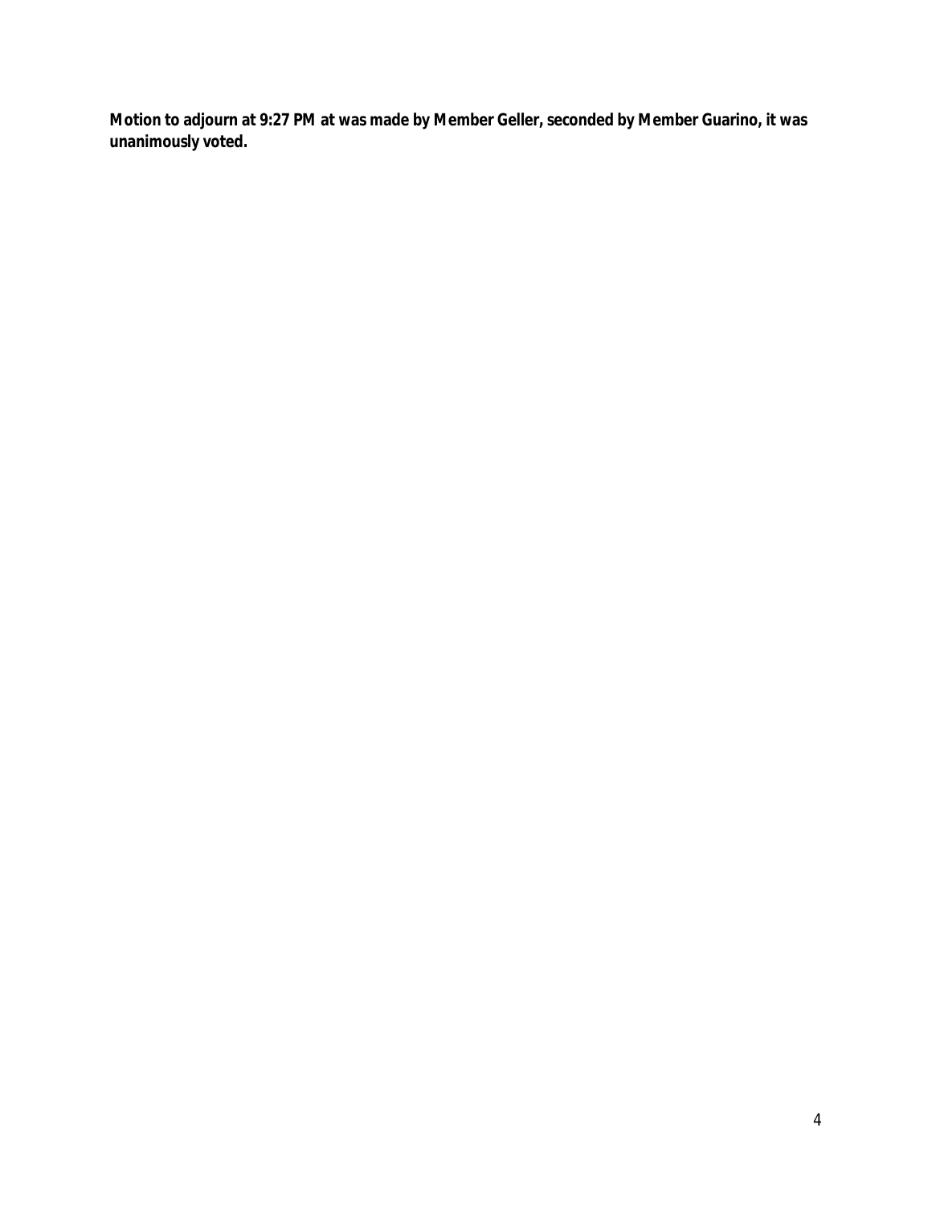**Motion to adjourn at 9:27 PM at was made by Member Geller, seconded by Member Guarino, it was unanimously voted.**